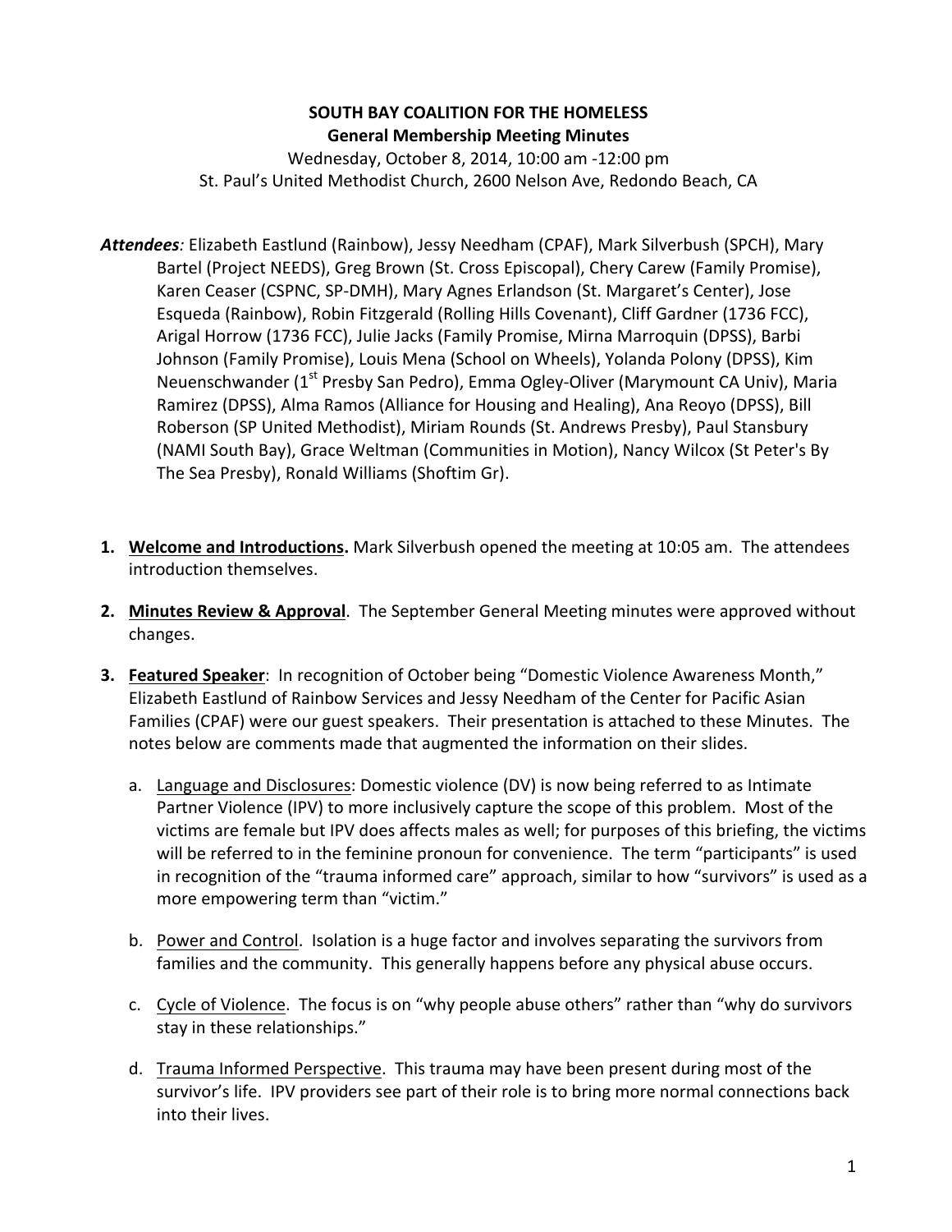**SOUTH BAY COALITION FOR THE HOMELESS**
**General Membership Meeting Minutes**
Wednesday, October 8, 2014, 10:00 am -12:00 pm
St. Paul's United Methodist Church, 2600 Nelson Ave, Redondo Beach, CA

***Attendees**:* Elizabeth Eastlund (Rainbow), Jessy Needham (CPAF), Mark Silverbush (SPCH), Mary Bartel (Project NEEDS), Greg Brown (St. Cross Episcopal), Chery Carew (Family Promise), Karen Ceaser (CSPNC, SP-DMH), Mary Agnes Erlandson (St. Margaret's Center), Jose Esqueda (Rainbow), Robin Fitzgerald (Rolling Hills Covenant), Cliff Gardner (1736 FCC), Arigal Horrow (1736 FCC), Julie Jacks (Family Promise, Mirna Marroquin (DPSS), Barbi Johnson (Family Promise), Louis Mena (School on Wheels), Yolanda Polony (DPSS), Kim Neuenschwander (1st Presby San Pedro), Emma Ogley-Oliver (Marymount CA Univ), Maria Ramirez (DPSS), Alma Ramos (Alliance for Housing and Healing), Ana Reoyo (DPSS), Bill Roberson (SP United Methodist), Miriam Rounds (St. Andrews Presby), Paul Stansbury (NAMI South Bay), Grace Weltman (Communities in Motion), Nancy Wilcox (St Peter's By The Sea Presby), Ronald Williams (Shoftim Gr).

1. **Welcome and Introductions.** Mark Silverbush opened the meeting at 10:05 am. The attendees introduction themselves.

2. **Minutes Review & Approval**. The September General Meeting minutes were approved without changes.

3. **Featured Speaker**: In recognition of October being "Domestic Violence Awareness Month," Elizabeth Eastlund of Rainbow Services and Jessy Needham of the Center for Pacific Asian Families (CPAF) were our guest speakers. Their presentation is attached to these Minutes. The notes below are comments made that augmented the information on their slides.

   a. Language and Disclosures: Domestic violence (DV) is now being referred to as Intimate Partner Violence (IPV) to more inclusively capture the scope of this problem. Most of the victims are female but IPV does affects males as well; for purposes of this briefing, the victims will be referred to in the feminine pronoun for convenience. The term "participants" is used in recognition of the "trauma informed care" approach, similar to how "survivors" is used as a more empowering term than "victim."

   b. Power and Control. Isolation is a huge factor and involves separating the survivors from families and the community. This generally happens before any physical abuse occurs.

   c. Cycle of Violence. The focus is on "why people abuse others" rather than "why do survivors stay in these relationships."

   d. Trauma Informed Perspective. This trauma may have been present during most of the survivor's life. IPV providers see part of their role is to bring more normal connections back into their lives.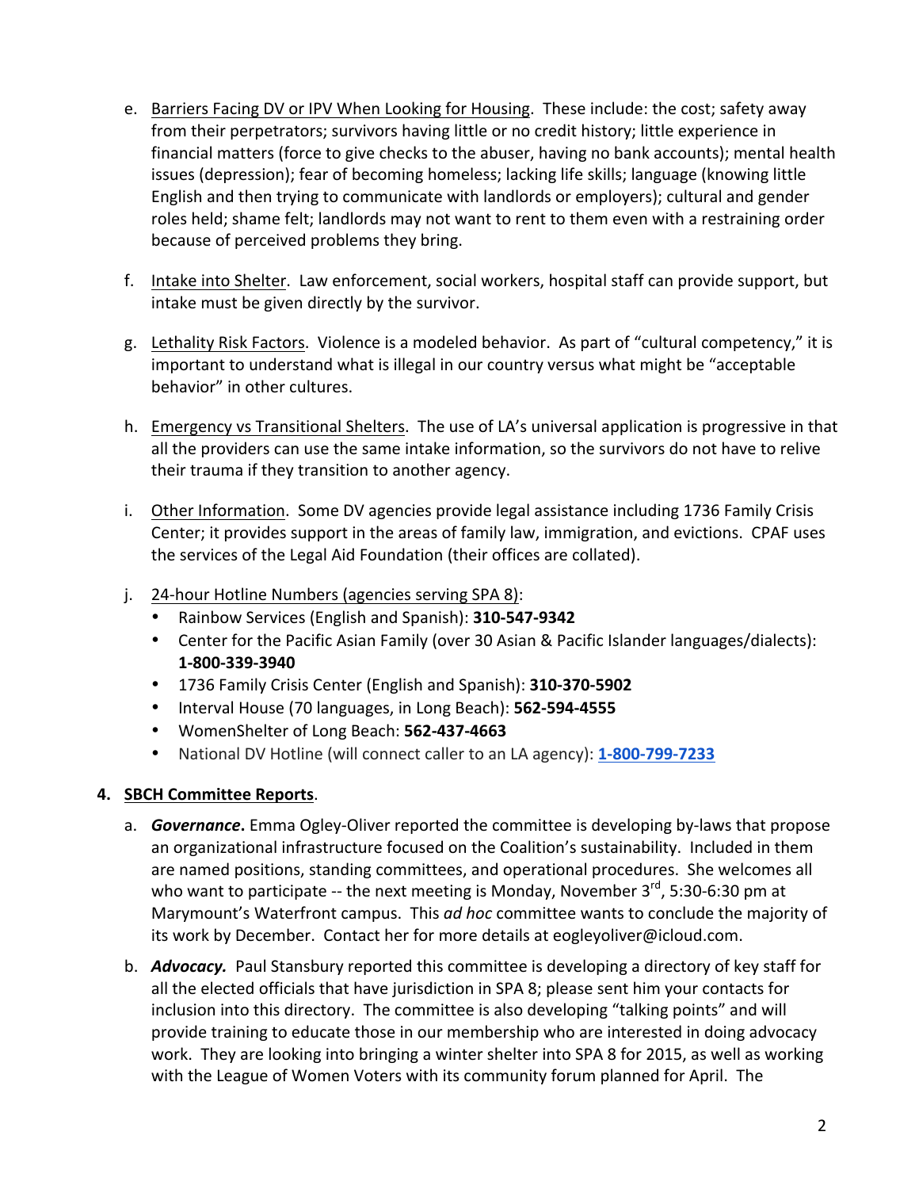e. Barriers Facing DV or IPV When Looking for Housing. These include: the cost; safety away from their perpetrators; survivors having little or no credit history; little experience in financial matters (force to give checks to the abuser, having no bank accounts); mental health issues (depression); fear of becoming homeless; lacking life skills; language (knowing little English and then trying to communicate with landlords or employers); cultural and gender roles held; shame felt; landlords may not want to rent to them even with a restraining order because of perceived problems they bring.

f. Intake into Shelter. Law enforcement, social workers, hospital staff can provide support, but intake must be given directly by the survivor.

g. Lethality Risk Factors. Violence is a modeled behavior. As part of "cultural competency," it is important to understand what is illegal in our country versus what might be "acceptable behavior" in other cultures.

h. Emergency vs Transitional Shelters. The use of LA's universal application is progressive in that all the providers can use the same intake information, so the survivors do not have to relive their trauma if they transition to another agency.

i. Other Information. Some DV agencies provide legal assistance including 1736 Family Crisis Center; it provides support in the areas of family law, immigration, and evictions. CPAF uses the services of the Legal Aid Foundation (their offices are collated).

j. 24-hour Hotline Numbers (agencies serving SPA 8):
- Rainbow Services (English and Spanish): **310-547-9342**
- Center for the Pacific Asian Family (over 30 Asian & Pacific Islander languages/dialects): **1-800-339-3940**
- 1736 Family Crisis Center (English and Spanish): **310-370-5902**
- Interval House (70 languages, in Long Beach): **562-594-4555**
- WomenShelter of Long Beach: **562-437-4663**
- National DV Hotline (will connect caller to an LA agency): **1-800-799-7233**

**4. SBCH Committee Reports**.

a. ***Governance***. Emma Ogley-Oliver reported the committee is developing by-laws that propose an organizational infrastructure focused on the Coalition's sustainability. Included in them are named positions, standing committees, and operational procedures. She welcomes all who want to participate -- the next meeting is Monday, November 3rd, 5:30-6:30 pm at Marymount's Waterfront campus. This *ad hoc* committee wants to conclude the majority of its work by December. Contact her for more details at eogleyoliver@icloud.com.

b. ***Advocacy.*** Paul Stansbury reported this committee is developing a directory of key staff for all the elected officials that have jurisdiction in SPA 8; please sent him your contacts for inclusion into this directory. The committee is also developing "talking points" and will provide training to educate those in our membership who are interested in doing advocacy work. They are looking into bringing a winter shelter into SPA 8 for 2015, as well as working with the League of Women Voters with its community forum planned for April. The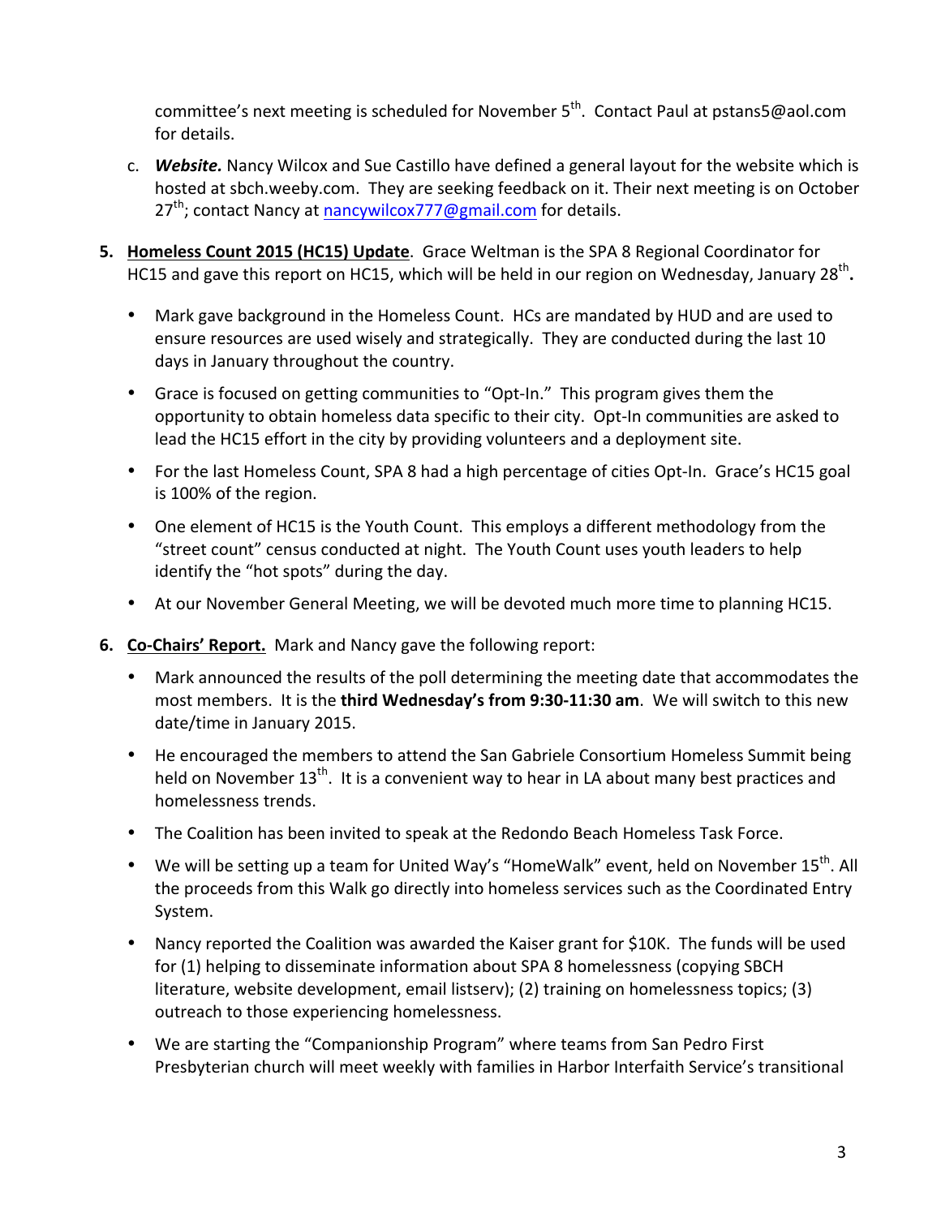committee's next meeting is scheduled for November 5th. Contact Paul at pstans5@aol.com for details.

c. ***Website.*** Nancy Wilcox and Sue Castillo have defined a general layout for the website which is hosted at sbch.weeby.com. They are seeking feedback on it. Their next meeting is on October 27th; contact Nancy at nancywilcox777@gmail.com for details.

5. **Homeless Count 2015 (HC15) Update**. Grace Weltman is the SPA 8 Regional Coordinator for HC15 and gave this report on HC15, which will be held in our region on Wednesday, January 28th**.**

   - Mark gave background in the Homeless Count. HCs are mandated by HUD and are used to ensure resources are used wisely and strategically. They are conducted during the last 10 days in January throughout the country.
   - Grace is focused on getting communities to "Opt-In." This program gives them the opportunity to obtain homeless data specific to their city. Opt-In communities are asked to lead the HC15 effort in the city by providing volunteers and a deployment site.
   - For the last Homeless Count, SPA 8 had a high percentage of cities Opt-In. Grace's HC15 goal is 100% of the region.
   - One element of HC15 is the Youth Count. This employs a different methodology from the "street count" census conducted at night. The Youth Count uses youth leaders to help identify the "hot spots" during the day.
   - At our November General Meeting, we will be devoted much more time to planning HC15.

6. **Co-Chairs' Report.** Mark and Nancy gave the following report:

   - Mark announced the results of the poll determining the meeting date that accommodates the most members. It is the **third Wednesday's from 9:30-11:30 am**. We will switch to this new date/time in January 2015.
   - He encouraged the members to attend the San Gabriele Consortium Homeless Summit being held on November 13th. It is a convenient way to hear in LA about many best practices and homelessness trends.
   - The Coalition has been invited to speak at the Redondo Beach Homeless Task Force.
   - We will be setting up a team for United Way's "HomeWalk" event, held on November 15th. All the proceeds from this Walk go directly into homeless services such as the Coordinated Entry System.
   - Nancy reported the Coalition was awarded the Kaiser grant for $10K. The funds will be used for (1) helping to disseminate information about SPA 8 homelessness (copying SBCH literature, website development, email listserv); (2) training on homelessness topics; (3) outreach to those experiencing homelessness.
   - We are starting the "Companionship Program" where teams from San Pedro First Presbyterian church will meet weekly with families in Harbor Interfaith Service's transitional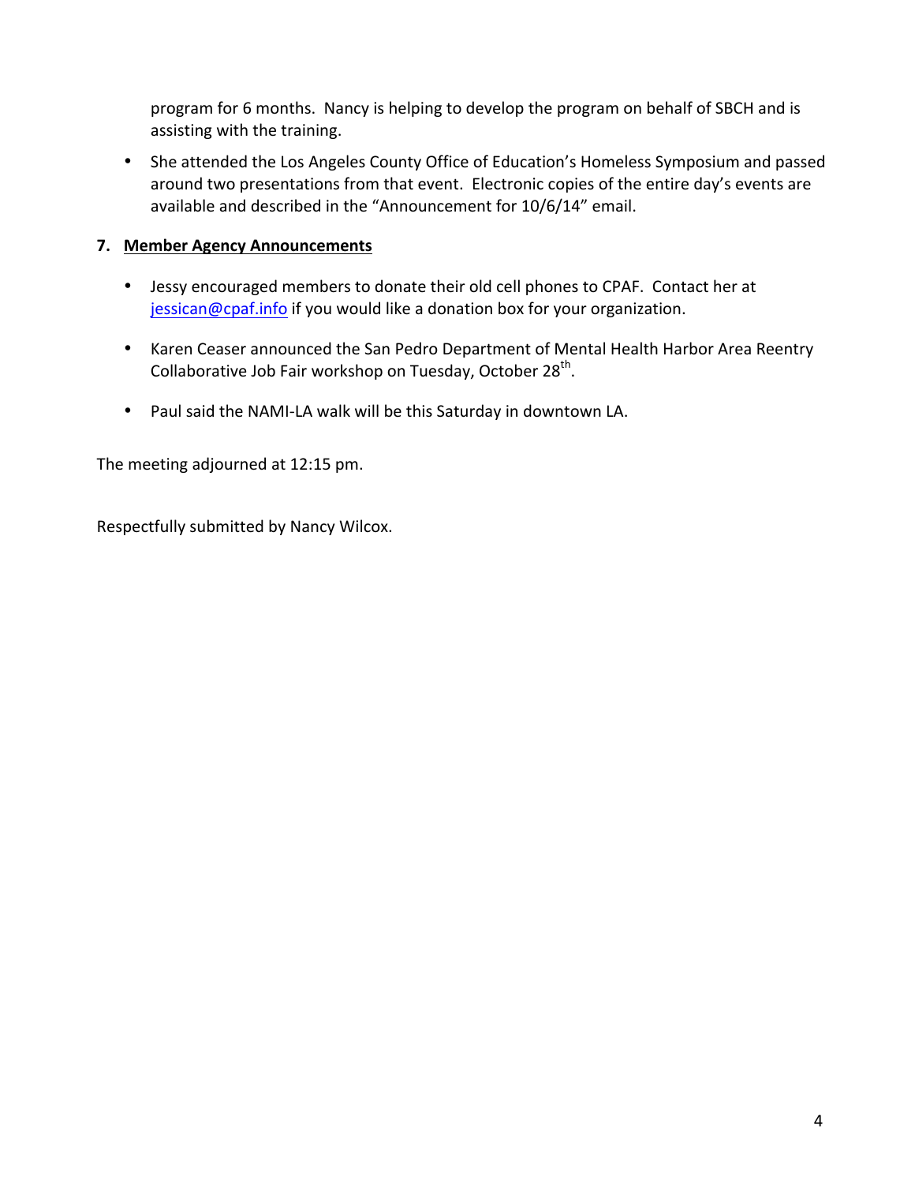program for 6 months. Nancy is helping to develop the program on behalf of SBCH and is assisting with the training.

- She attended the Los Angeles County Office of Education's Homeless Symposium and passed around two presentations from that event. Electronic copies of the entire day's events are available and described in the "Announcement for 10/6/14" email.

**7. <u>Member Agency Announcements</u>**

- Jessy encouraged members to donate their old cell phones to CPAF. Contact her at jessican@cpaf.info if you would like a donation box for your organization.

- Karen Ceaser announced the San Pedro Department of Mental Health Harbor Area Reentry Collaborative Job Fair workshop on Tuesday, October 28th.

- Paul said the NAMI-LA walk will be this Saturday in downtown LA.

The meeting adjourned at 12:15 pm.

Respectfully submitted by Nancy Wilcox.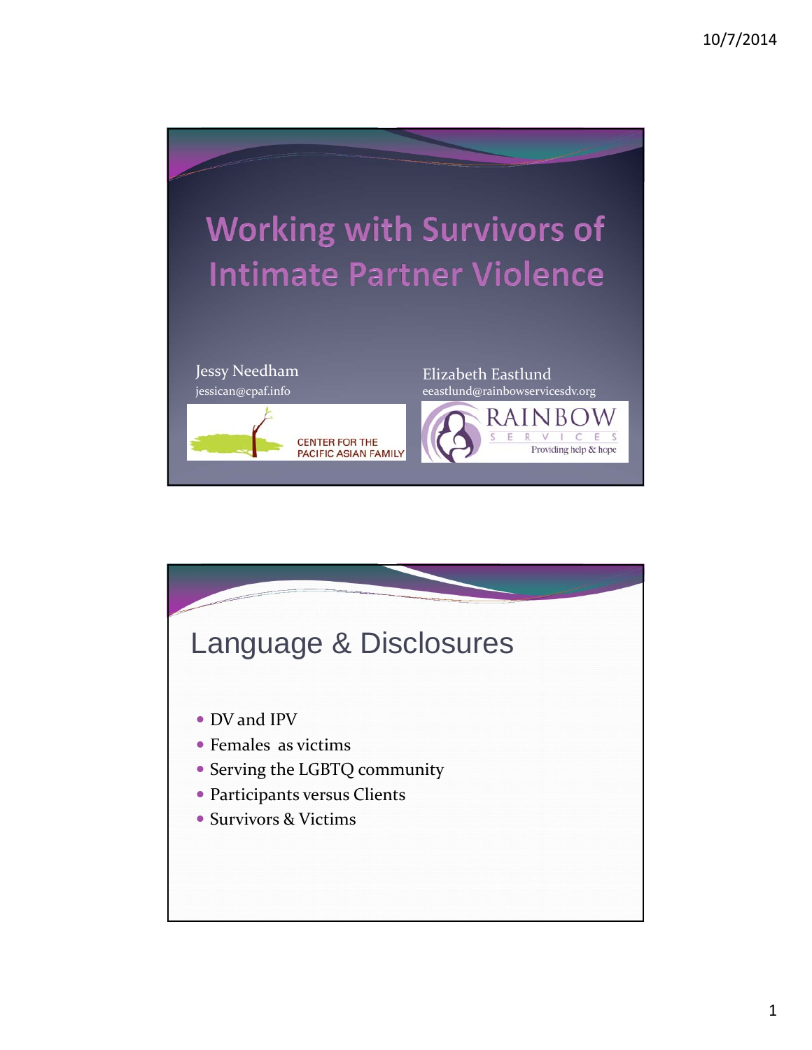# Working with Survivors of Intimate Partner Violence

Jessy Needham
jessican@cpaf.info

CENTER FOR THE PACIFIC ASIAN FAMILY

Elizabeth Eastlund
eeastlund@rainbowservicesdv.org

RAINBOW SERVICES
Providing help & hope

## Language & Disclosures

- DV and IPV
- Females as victims
- Serving the LGBTQ community
- Participants versus Clients
- Survivors & Victims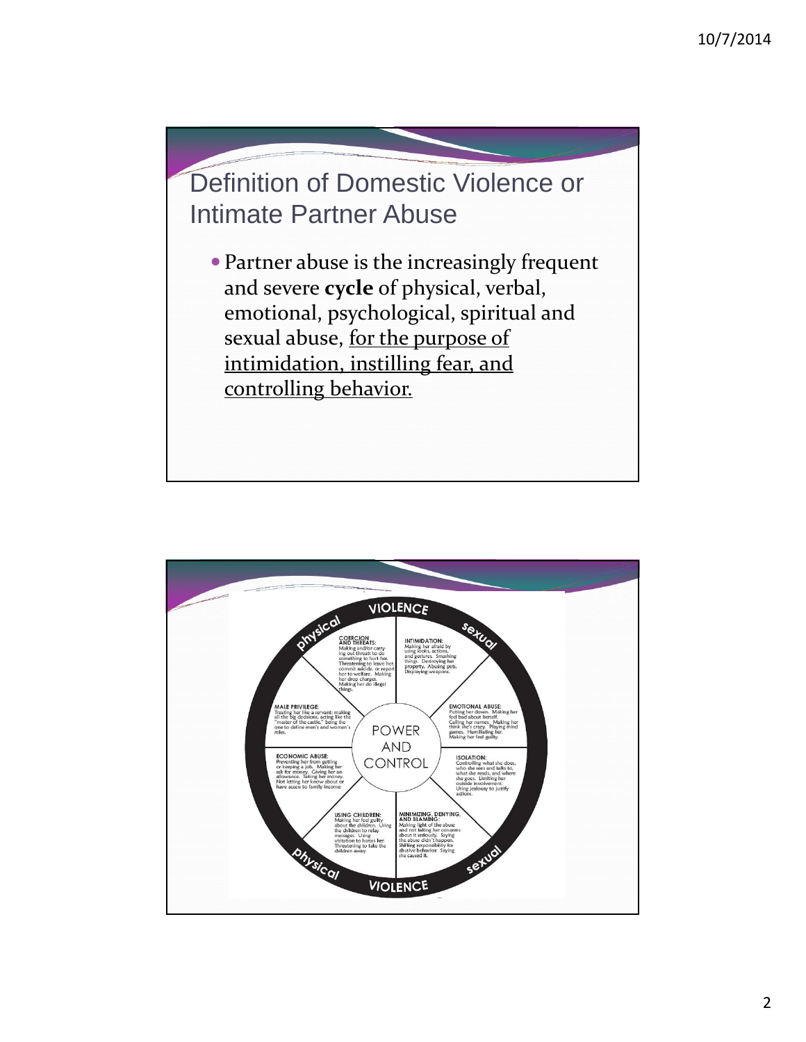## Definition of Domestic Violence or Intimate Partner Abuse

- Partner abuse is the increasingly frequent and severe **cycle** of physical, verbal, emotional, psychological, spiritual and sexual abuse, <u>for the purpose of intimidation, instilling fear, and controlling behavior.</u>

VIOLENCE

physical | sexual

**COERCION AND THREATS:** Making and/or carrying out threats to do something to hurt her. Threatening to leave her, commit suicide, or report her to welfare. Making her drop charges. Making her do illegal things.

**INTIMIDATION:** Making her afraid by using looks, actions, and gestures. Smashing things. Destroying her property. Abusing pets. Displaying weapons.

**MALE PRIVILEGE:** Treating her like a servant: making all the big decisions, acting like the "master of the castle," being the one to define men's and women's roles.

**EMOTIONAL ABUSE:** Putting her down. Making her feel bad about herself. Calling her names. Making her think she's crazy. Playing mind games. Humiliating her. Making her feel guilty.

POWER AND CONTROL

**ECONOMIC ABUSE:** Preventing her from getting or keeping a job. Making her ask for money. Giving her an allowance. Taking her money. Not letting her know about or have access to family income.

**ISOLATION:** Controlling what she does, who she sees and talks to, what she reads, and where she goes. Limiting her outside involvement. Using jealousy to justify actions.

**USING CHILDREN:** Making her feel guilty about the children. Using the children to relay messages. Using visitation to harass her. Threatening to take the children away.

**MINIMIZING, DENYING, AND BLAMING:** Making light of the abuse and not taking her concerns about it seriously. Saying the abuse didn't happen. Shifting responsibility for abusive behavior. Saying she caused it.

physical | sexual

VIOLENCE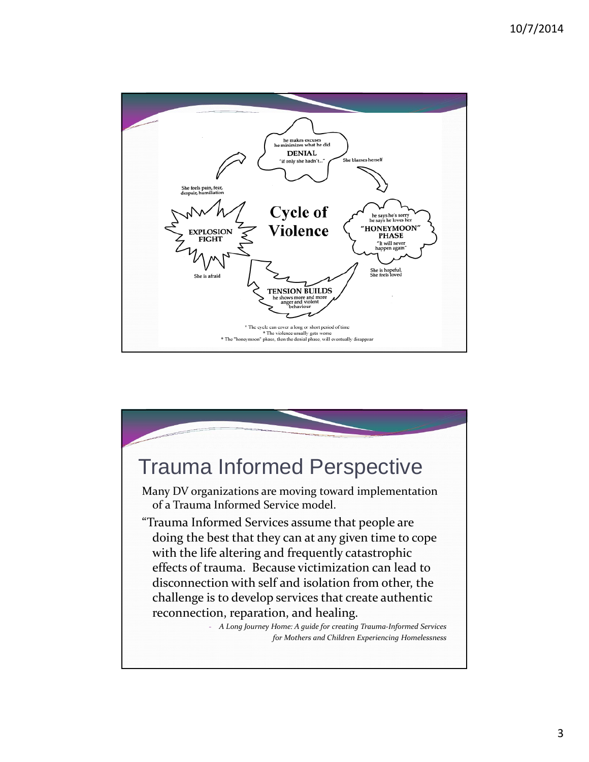# Cycle of Violence

**DENIAL**

he makes excuses
he minimizes what he did
"if only she hadn't..."

She blames herself

**"HONEYMOON" PHASE**

he says he's sorry
he says he loves her
"It will never happen again"

She is hopeful,
She feels loved

**TENSION BUILDS**

he shows more and more anger and violent behaviour

She is afraid

**EXPLOSION FIGHT**

She feels pain, fear, despair, humiliation

* The cycle can cover a long or short period of time
* The violence usually gets worse
* The "honeymoon" phase, then the denial phase, will eventually disappear

# Trauma Informed Perspective

Many DV organizations are moving toward implementation of a Trauma Informed Service model.

"Trauma Informed Services assume that people are doing the best that they can at any given time to cope with the life altering and frequently catastrophic effects of trauma. Because victimization can lead to disconnection with self and isolation from other, the challenge is to develop services that create authentic reconnection, reparation, and healing.

- *A Long Journey Home: A guide for creating Trauma-Informed Services for Mothers and Children Experiencing Homelessness*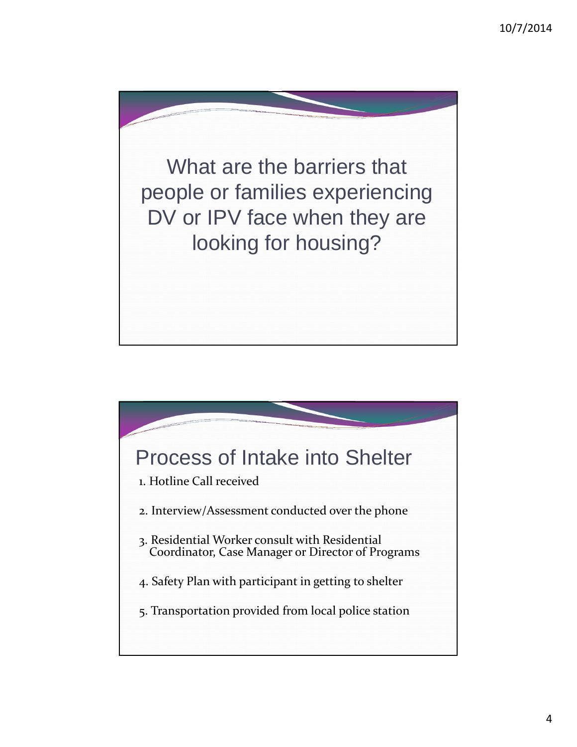What are the barriers that people or families experiencing DV or IPV face when they are looking for housing?

## Process of Intake into Shelter

1. Hotline Call received
2. Interview/Assessment conducted over the phone
3. Residential Worker consult with Residential Coordinator, Case Manager or Director of Programs
4. Safety Plan with participant in getting to shelter
5. Transportation provided from local police station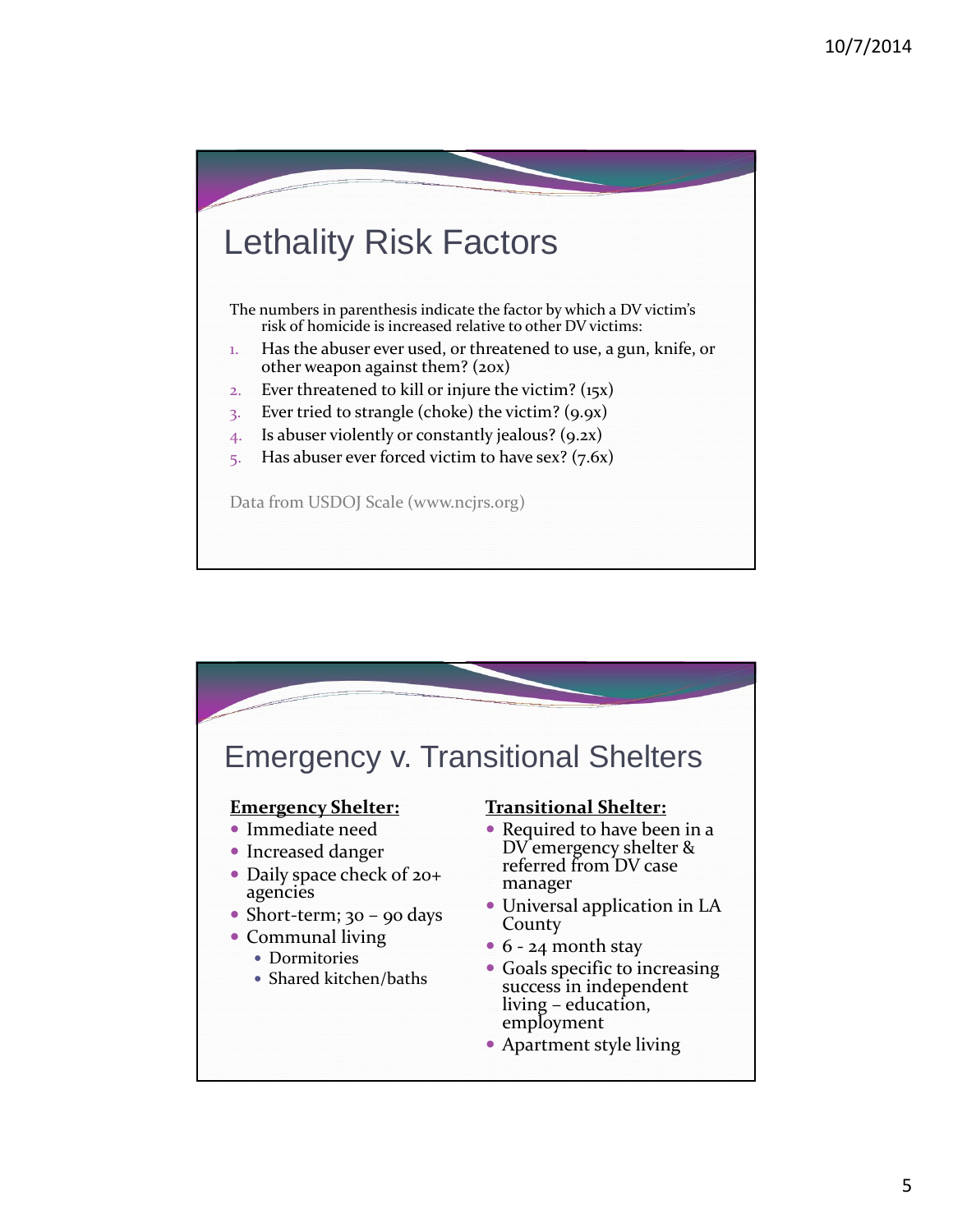## Lethality Risk Factors

The numbers in parenthesis indicate the factor by which a DV victim's risk of homicide is increased relative to other DV victims:

1. Has the abuser ever used, or threatened to use, a gun, knife, or other weapon against them? (20x)
2. Ever threatened to kill or injure the victim? (15x)
3. Ever tried to strangle (choke) the victim? (9.9x)
4. Is abuser violently or constantly jealous? (9.2x)
5. Has abuser ever forced victim to have sex? (7.6x)

Data from USDOJ Scale (www.ncjrs.org)

## Emergency v. Transitional Shelters

**Emergency Shelter:**

- Immediate need
- Increased danger
- Daily space check of 20+ agencies
- Short-term; 30 – 90 days
- Communal living
  - Dormitories
  - Shared kitchen/baths

**Transitional Shelter:**

- Required to have been in a DV emergency shelter & referred from DV case manager
- Universal application in LA County
- 6 - 24 month stay
- Goals specific to increasing success in independent living – education, employment
- Apartment style living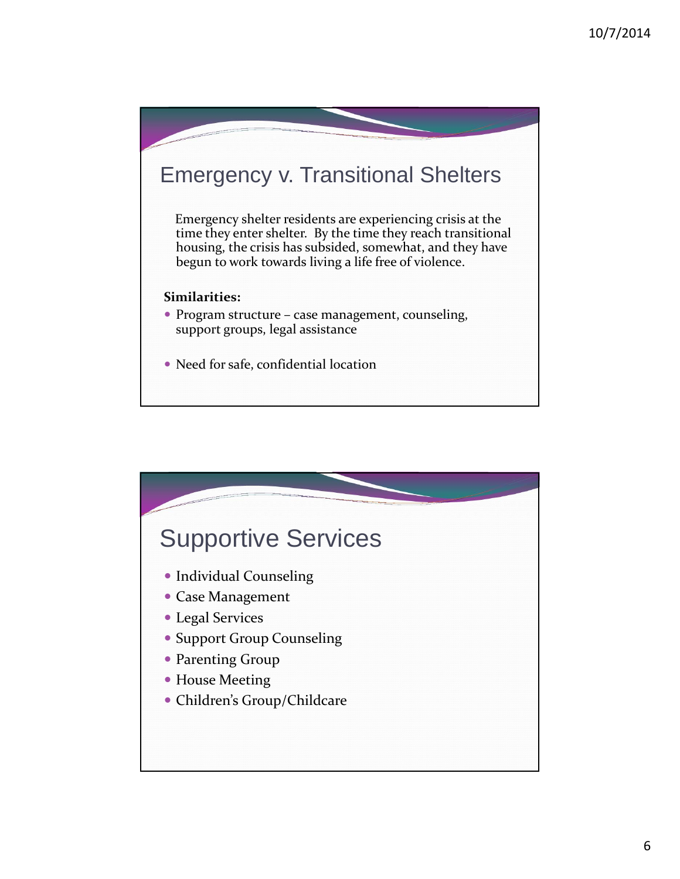## Emergency v. Transitional Shelters

Emergency shelter residents are experiencing crisis at the time they enter shelter. By the time they reach transitional housing, the crisis has subsided, somewhat, and they have begun to work towards living a life free of violence.

**Similarities:**

- Program structure – case management, counseling, support groups, legal assistance
- Need for safe, confidential location

## Supportive Services

- Individual Counseling
- Case Management
- Legal Services
- Support Group Counseling
- Parenting Group
- House Meeting
- Children's Group/Childcare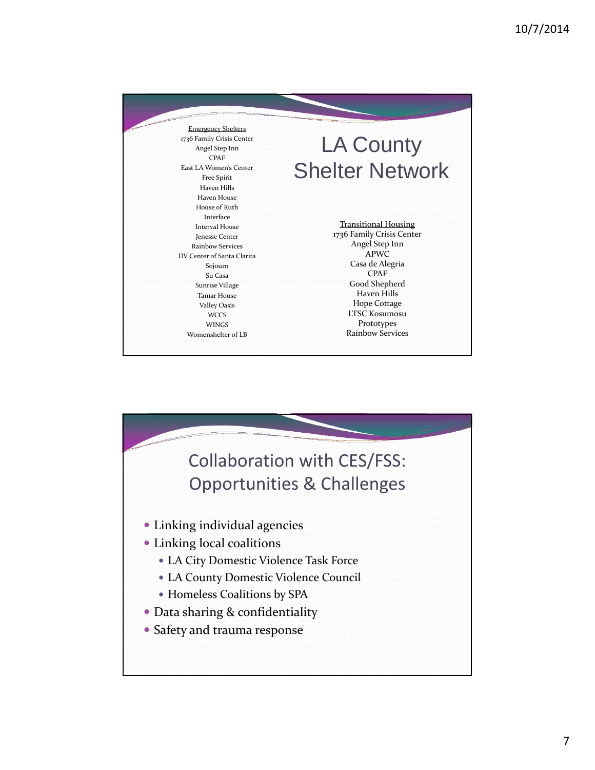# LA County Shelter Network

**Emergency Shelters**

- 1736 Family Crisis Center
- Angel Step Inn
- CPAF
- East LA Women's Center
- Free Spirit
- Haven Hills
- Haven House
- House of Ruth
- Interface
- Interval House
- Jenesse Center
- Rainbow Services
- DV Center of Santa Clarita
- Sojourn
- Su Casa
- Sunrise Village
- Tamar House
- Valley Oasis
- WCCS
- WINGS
- Womenshelter of LB

**Transitional Housing**

- 1736 Family Crisis Center
- Angel Step Inn
- APWC
- Casa de Alegria
- CPAF
- Good Shepherd
- Haven Hills
- Hope Cottage
- LTSC Kosumosu
- Prototypes
- Rainbow Services

# Collaboration with CES/FSS: Opportunities & Challenges

- Linking individual agencies
- Linking local coalitions
  - LA City Domestic Violence Task Force
  - LA County Domestic Violence Council
  - Homeless Coalitions by SPA
- Data sharing & confidentiality
- Safety and trauma response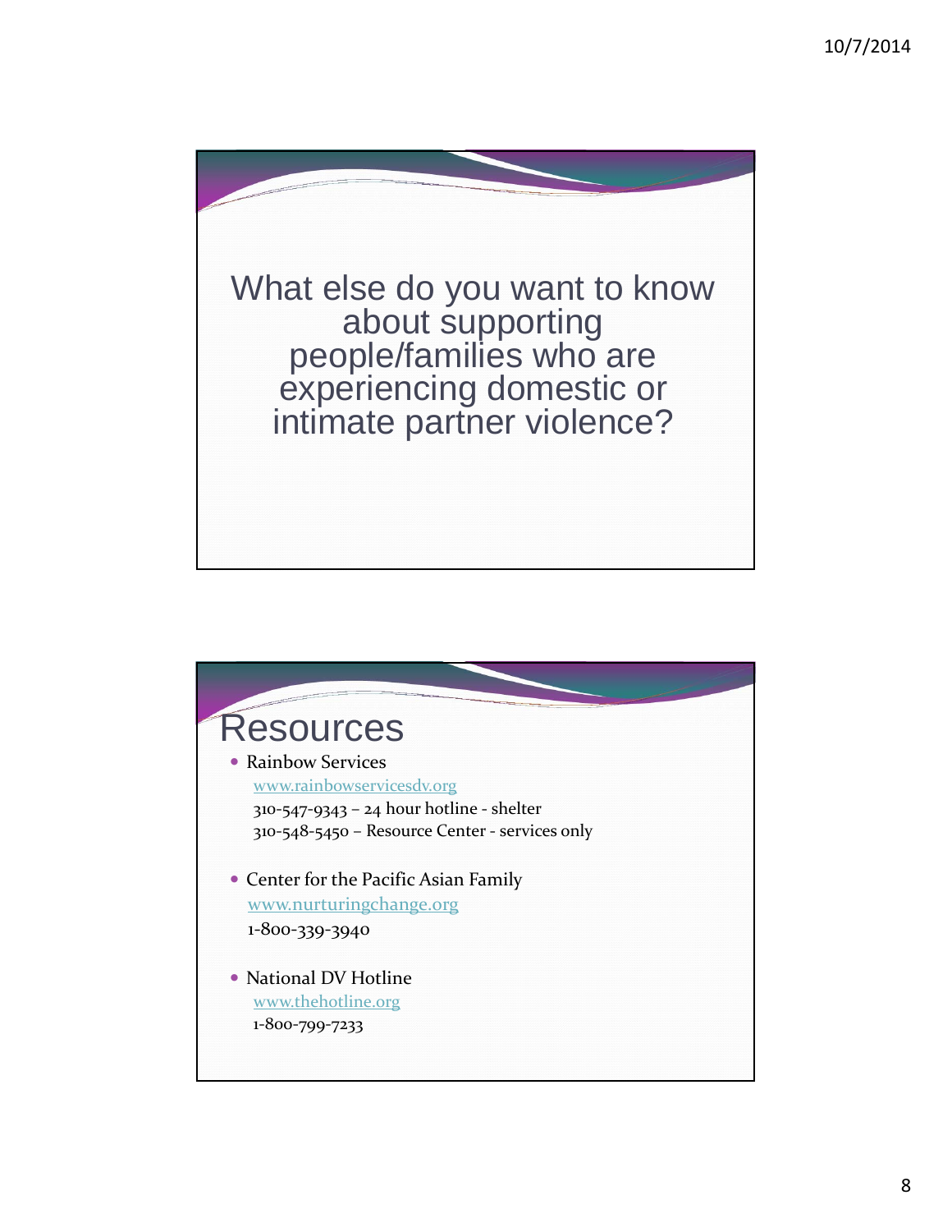What else do you want to know about supporting people/families who are experiencing domestic or intimate partner violence?

# Resources

- Rainbow Services
  www.rainbowservicesdv.org
  310-547-9343 – 24 hour hotline - shelter
  310-548-5450 – Resource Center - services only

- Center for the Pacific Asian Family
  www.nurturingchange.org
  1-800-339-3940

- National DV Hotline
  www.thehotline.org
  1-800-799-7233